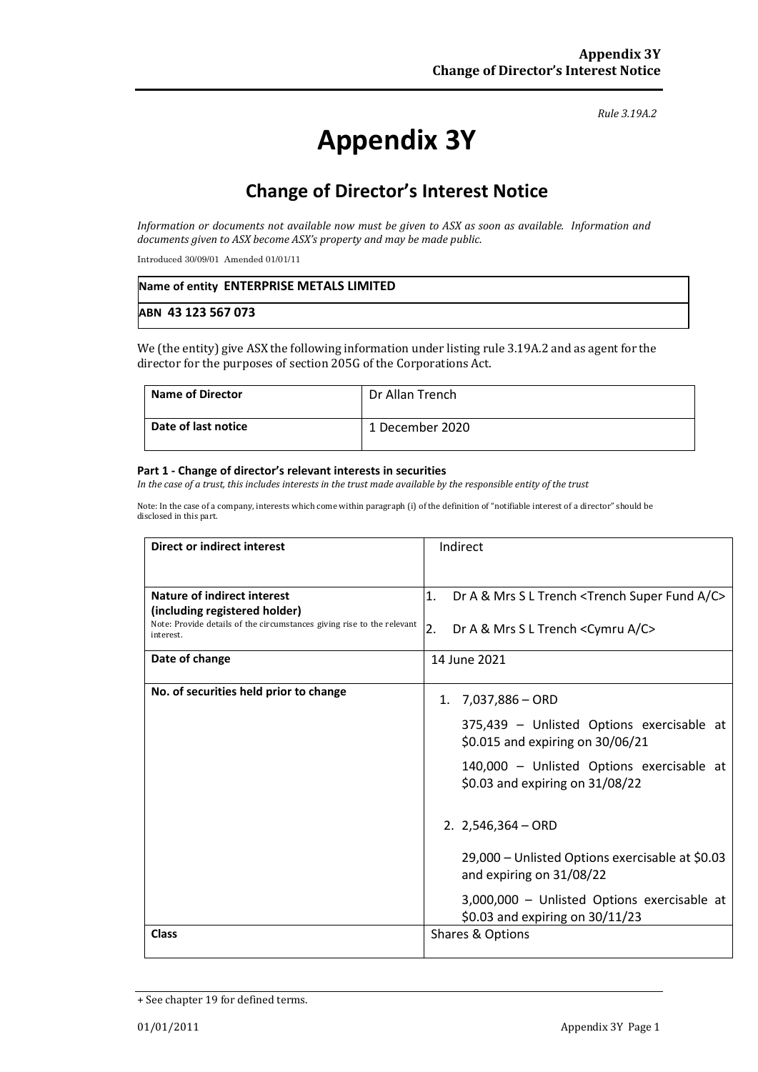*Rule 3.19A.2*

# Appendix 3Y

## Change of Director's Interest Notice

*Information or documents not available now must be given to ASX as soon as available. Information and documents given to ASX become ASX's property and may be made public.*

Introduced 30/09/01 Amended 01/01/11

| **Name of entity ENTERPRISE METALS LIMITED** |
|---|
| **ABN 43 123 567 073** |

We (the entity) give ASX the following information under listing rule 3.19A.2 and as agent for the director for the purposes of section 205G of the Corporations Act.

| **Name of Director** | Dr Allan Trench |
|---|---|
| **Date of last notice** | 1 December 2020 |

#### Part 1 - Change of director's relevant interests in securities

*In the case of a trust, this includes interests in the trust made available by the responsible entity of the trust*

Note: In the case of a company, interests which come within paragraph (i) of the definition of "notifiable interest of a director" should be disclosed in this part.

| **Direct or indirect interest** | Indirect |
|---|---|
| **Nature of indirect interest (including registered holder)**<br>Note: Provide details of the circumstances giving rise to the relevant interest. | 1. Dr A & Mrs S L Trench <Trench Super Fund A/C><br>2. Dr A & Mrs S L Trench <Cymru A/C> |
| **Date of change** | 14 June 2021 |
| **No. of securities held prior to change** | 1. 7,037,886 – ORD<br>375,439 – Unlisted Options exercisable at $0.015 and expiring on 30/06/21<br>140,000 – Unlisted Options exercisable at $0.03 and expiring on 31/08/22<br><br>2. 2,546,364 – ORD<br>29,000 – Unlisted Options exercisable at $0.03 and expiring on 31/08/22<br>3,000,000 – Unlisted Options exercisable at $0.03 and expiring on 30/11/23 |
| **Class** | Shares & Options |

+ See chapter 19 for defined terms.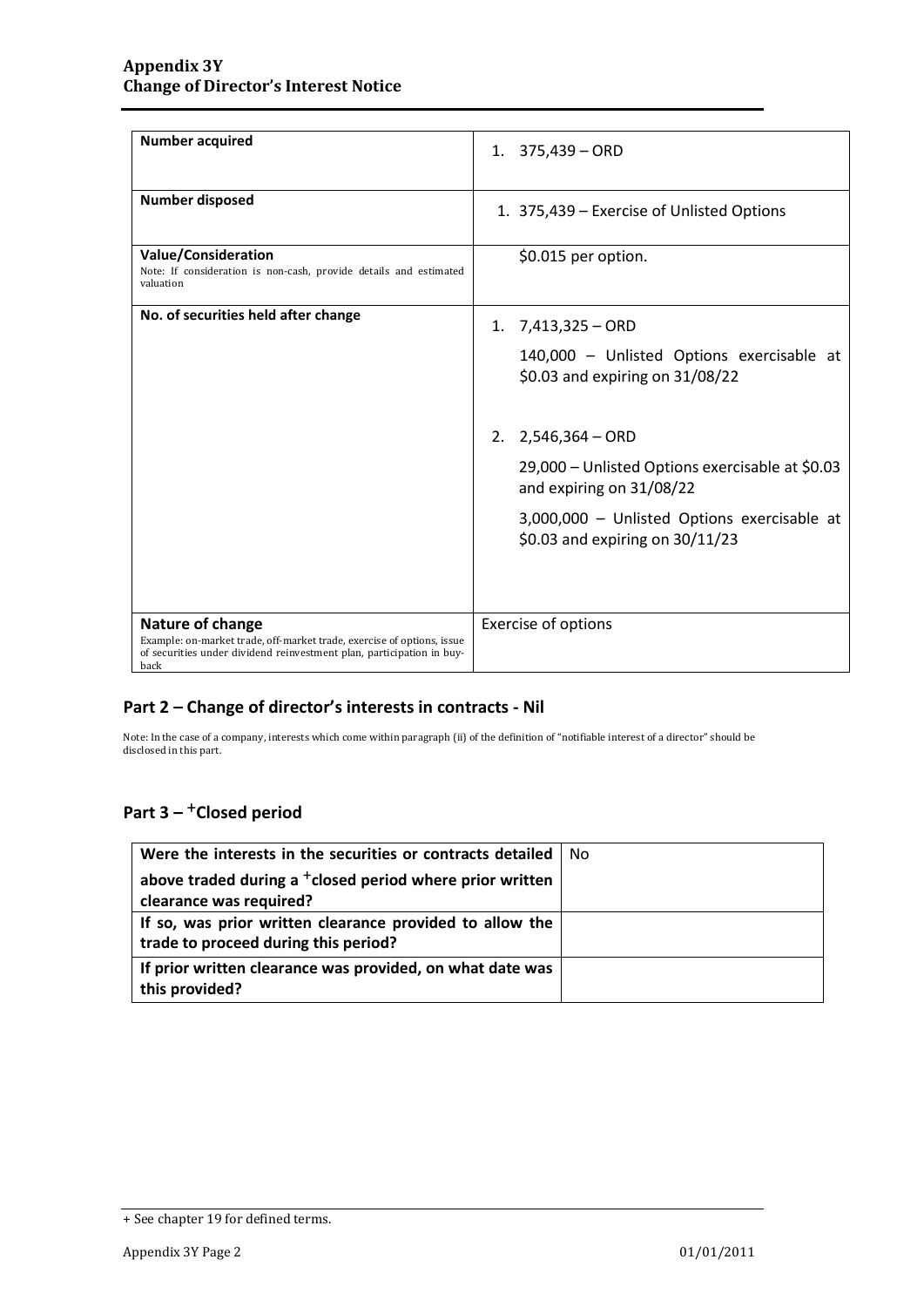| | |
|---|---|
| **Number acquired** | 1. 375,439 – ORD |
| **Number disposed** | 1. 375,439 – Exercise of Unlisted Options |
| **Value/Consideration**<br>Note: If consideration is non-cash, provide details and estimated valuation | $0.015 per option. |
| **No. of securities held after change** | 1. 7,413,325 – ORD<br>140,000 – Unlisted Options exercisable at $0.03 and expiring on 31/08/22<br><br>2. 2,546,364 – ORD<br>29,000 – Unlisted Options exercisable at $0.03 and expiring on 31/08/22<br>3,000,000 – Unlisted Options exercisable at $0.03 and expiring on 30/11/23 |
| **Nature of change**<br>Example: on-market trade, off-market trade, exercise of options, issue of securities under dividend reinvestment plan, participation in buy-back | Exercise of options |

## Part 2 – Change of director's interests in contracts - Nil

Note: In the case of a company, interests which come within paragraph (ii) of the definition of "notifiable interest of a director" should be disclosed in this part.

## Part 3 – +Closed period

| | |
|---|---|
| **Were the interests in the securities or contracts detailed above traded during a +closed period where prior written clearance was required?** | No |
| **If so, was prior written clearance provided to allow the trade to proceed during this period?** | |
| **If prior written clearance was provided, on what date was this provided?** | |

+ See chapter 19 for defined terms.